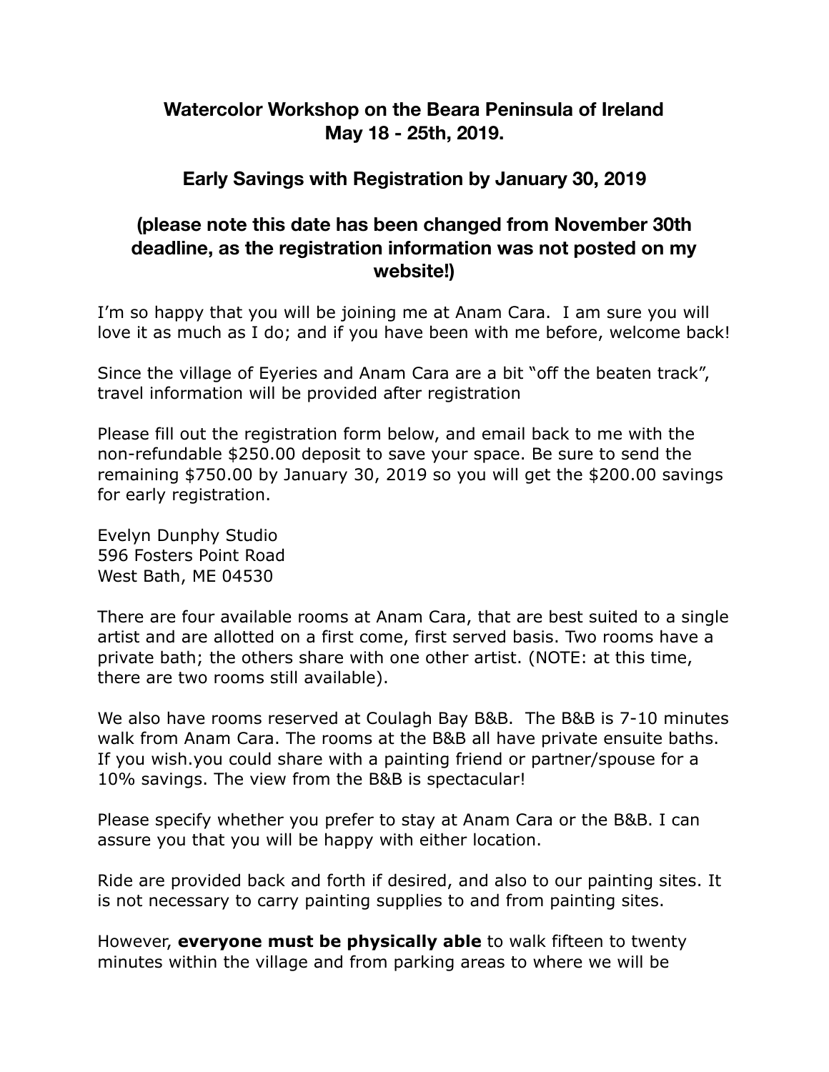## Watercolor Workshop on the Beara Peninsula of Ireland
## May 18 - 25th, 2019.

### Early Savings with Registration by January 30, 2019

### (please note this date has been changed from November 30th deadline, as the registration information was not posted on my website!)

I'm so happy that you will be joining me at Anam Cara. I am sure you will love it as much as I do; and if you have been with me before, welcome back!

Since the village of Eyeries and Anam Cara are a bit "off the beaten track", travel information will be provided after registration

Please fill out the registration form below, and email back to me with the non-refundable $250.00 deposit to save your space. Be sure to send the remaining $750.00 by January 30, 2019 so you will get the $200.00 savings for early registration.

Evelyn Dunphy Studio
596 Fosters Point Road
West Bath, ME 04530

There are four available rooms at Anam Cara, that are best suited to a single artist and are allotted on a first come, first served basis. Two rooms have a private bath; the others share with one other artist. (NOTE: at this time, there are two rooms still available).

We also have rooms reserved at Coulagh Bay B&B. The B&B is 7-10 minutes walk from Anam Cara. The rooms at the B&B all have private ensuite baths. If you wish.you could share with a painting friend or partner/spouse for a 10% savings. The view from the B&B is spectacular!

Please specify whether you prefer to stay at Anam Cara or the B&B. I can assure you that you will be happy with either location.

Ride are provided back and forth if desired, and also to our painting sites. It is not necessary to carry painting supplies to and from painting sites.

However, **everyone must be physically able** to walk fifteen to twenty minutes within the village and from parking areas to where we will be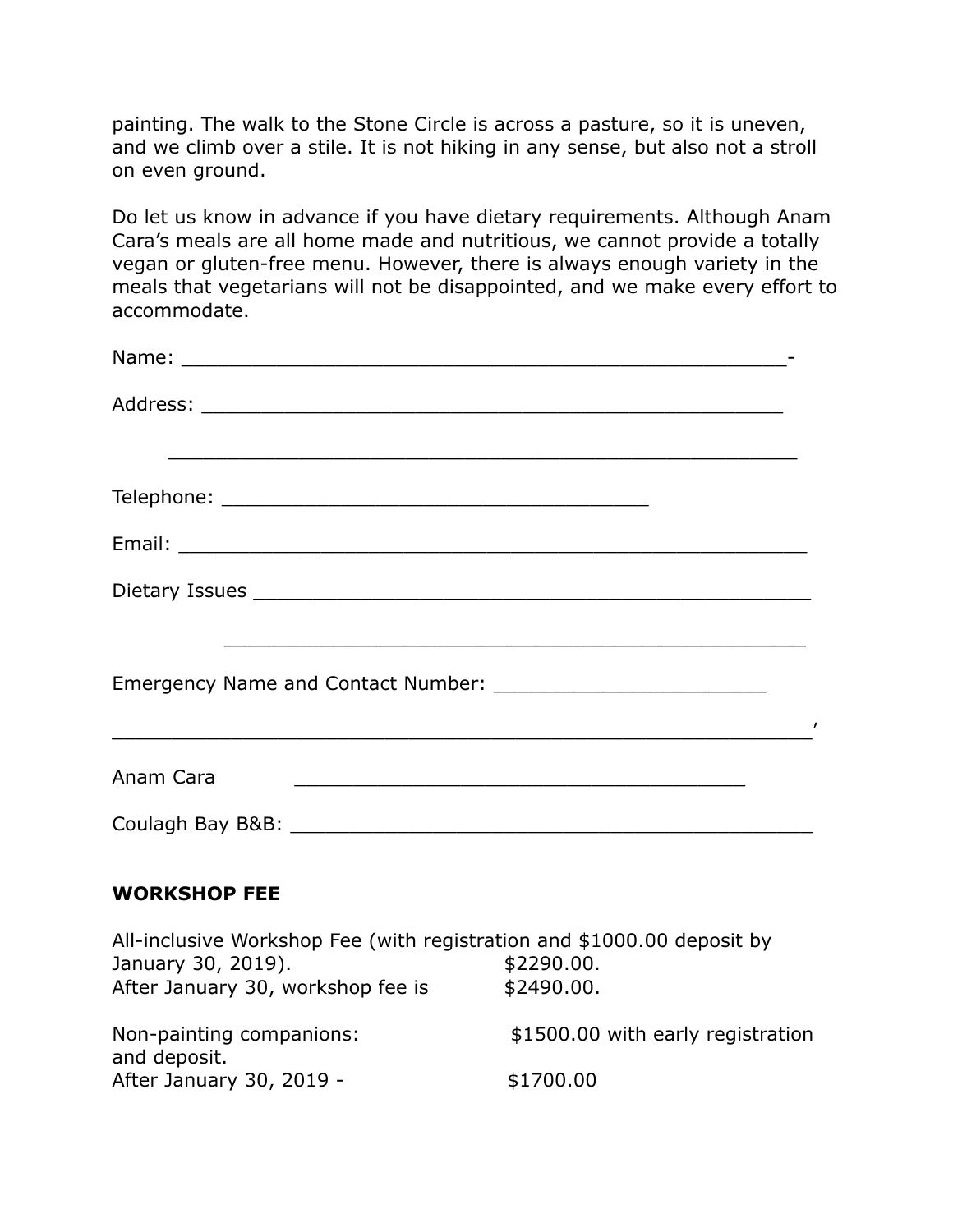painting. The walk to the Stone Circle is across a pasture, so it is uneven, and we climb over a stile. It is not hiking in any sense, but also not a stroll on even ground.

Do let us know in advance if you have dietary requirements. Although Anam Cara's meals are all home made and nutritious, we cannot provide a totally vegan or gluten-free menu. However, there is always enough variety in the meals that vegetarians will not be disappointed, and we make every effort to accommodate.

Name: ____________________________________________________-

Address: __________________________________________________

__________________________________________________

Telephone: ____________________________________

Email: ______________________________________________________

Dietary Issues __________________________________________________

__________________________________________________

Emergency Name and Contact Number: _______________________

____________________________________________________________,

Anam Cara ______________________________________

Coulagh Bay B&B: ______________________________________________

**WORKSHOP FEE**

All-inclusive Workshop Fee (with registration and $1000.00 deposit by January 30, 2019). $2290.00.
After January 30, workshop fee is $2490.00.

Non-painting companions: $1500.00 with early registration and deposit.
After January 30, 2019 - $1700.00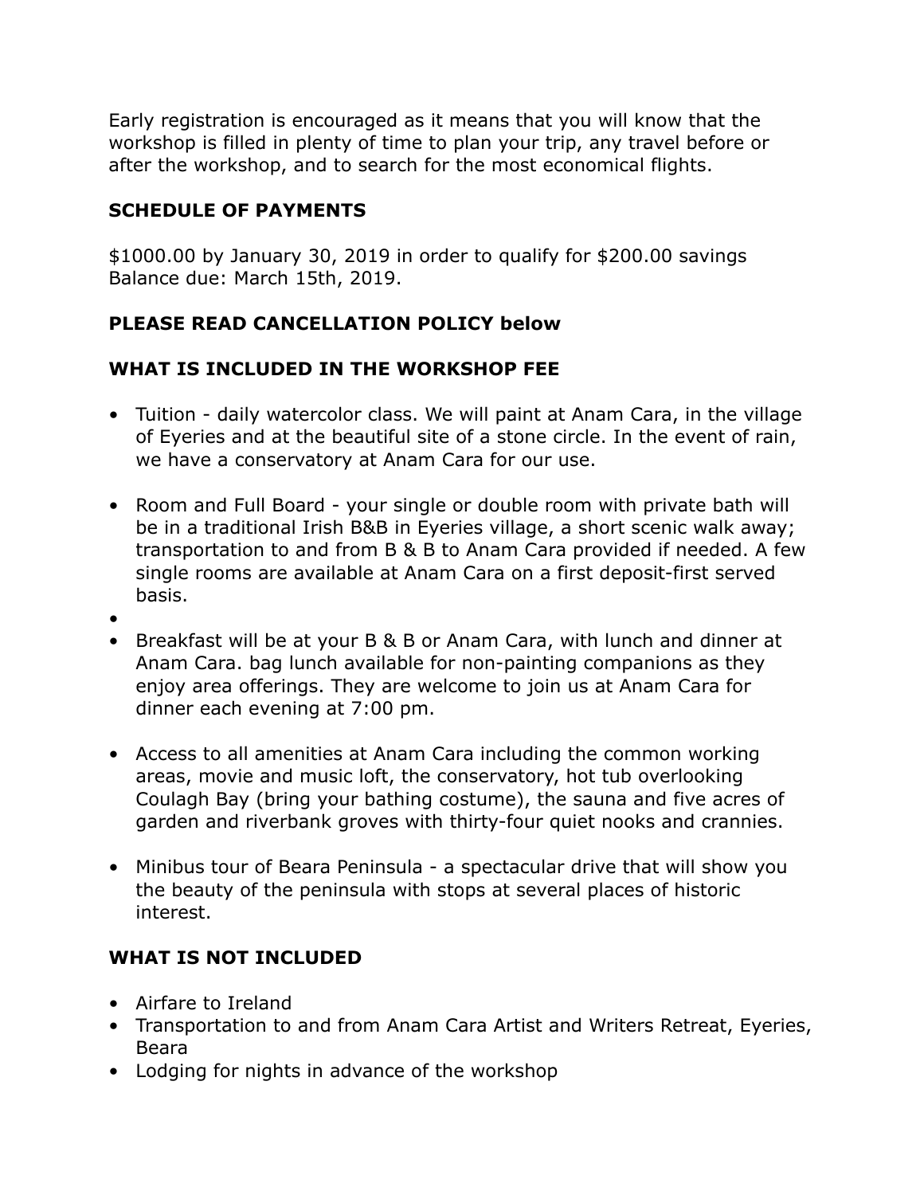Early registration is encouraged as it means that you will know that the workshop is filled in plenty of time to plan your trip, any travel before or after the workshop, and to search for the most economical flights.

**SCHEDULE OF PAYMENTS**

$1000.00 by January 30, 2019 in order to qualify for $200.00 savings
Balance due: March 15th, 2019.

**PLEASE READ CANCELLATION POLICY below**

**WHAT IS INCLUDED IN THE WORKSHOP FEE**

- Tuition - daily watercolor class. We will paint at Anam Cara, in the village of Eyeries and at the beautiful site of a stone circle. In the event of rain, we have a conservatory at Anam Cara for our use.
- Room and Full Board - your single or double room with private bath will be in a traditional Irish B&B in Eyeries village, a short scenic walk away; transportation to and from B & B to Anam Cara provided if needed. A few single rooms are available at Anam Cara on a first deposit-first served basis.
- 
- Breakfast will be at your B & B or Anam Cara, with lunch and dinner at Anam Cara. bag lunch available for non-painting companions as they enjoy area offerings. They are welcome to join us at Anam Cara for dinner each evening at 7:00 pm.
- Access to all amenities at Anam Cara including the common working areas, movie and music loft, the conservatory, hot tub overlooking Coulagh Bay (bring your bathing costume), the sauna and five acres of garden and riverbank groves with thirty-four quiet nooks and crannies.
- Minibus tour of Beara Peninsula - a spectacular drive that will show you the beauty of the peninsula with stops at several places of historic interest.

**WHAT IS NOT INCLUDED**

- Airfare to Ireland
- Transportation to and from Anam Cara Artist and Writers Retreat, Eyeries, Beara
- Lodging for nights in advance of the workshop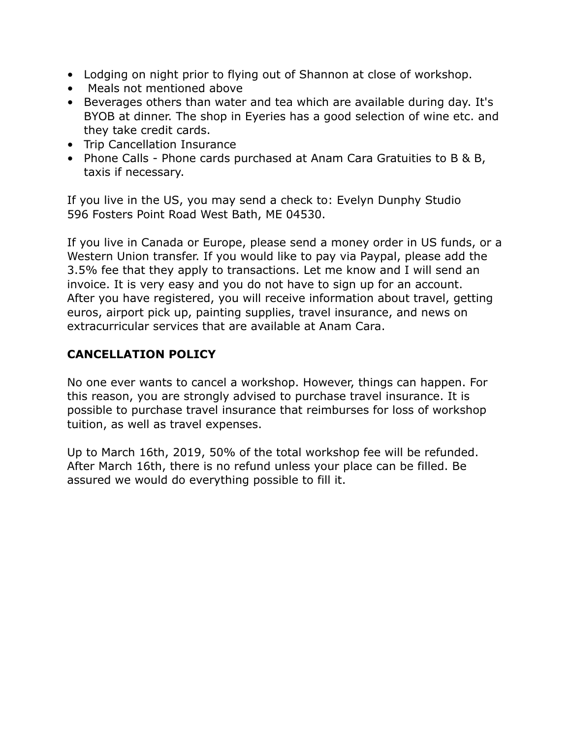- Lodging on night prior to flying out of Shannon at close of workshop.
- Meals not mentioned above
- Beverages others than water and tea which are available during day. It's BYOB at dinner. The shop in Eyeries has a good selection of wine etc. and they take credit cards.
- Trip Cancellation Insurance
- Phone Calls - Phone cards purchased at Anam Cara Gratuities to B & B, taxis if necessary.

If you live in the US, you may send a check to: Evelyn Dunphy Studio
596 Fosters Point Road West Bath, ME 04530.

If you live in Canada or Europe, please send a money order in US funds, or a Western Union transfer. If you would like to pay via Paypal, please add the 3.5% fee that they apply to transactions. Let me know and I will send an invoice. It is very easy and you do not have to sign up for an account.
After you have registered, you will receive information about travel, getting euros, airport pick up, painting supplies, travel insurance, and news on extracurricular services that are available at Anam Cara.

**CANCELLATION POLICY**

No one ever wants to cancel a workshop. However, things can happen. For this reason, you are strongly advised to purchase travel insurance. It is possible to purchase travel insurance that reimburses for loss of workshop tuition, as well as travel expenses.

Up to March 16th, 2019, 50% of the total workshop fee will be refunded. After March 16th, there is no refund unless your place can be filled. Be assured we would do everything possible to fill it.